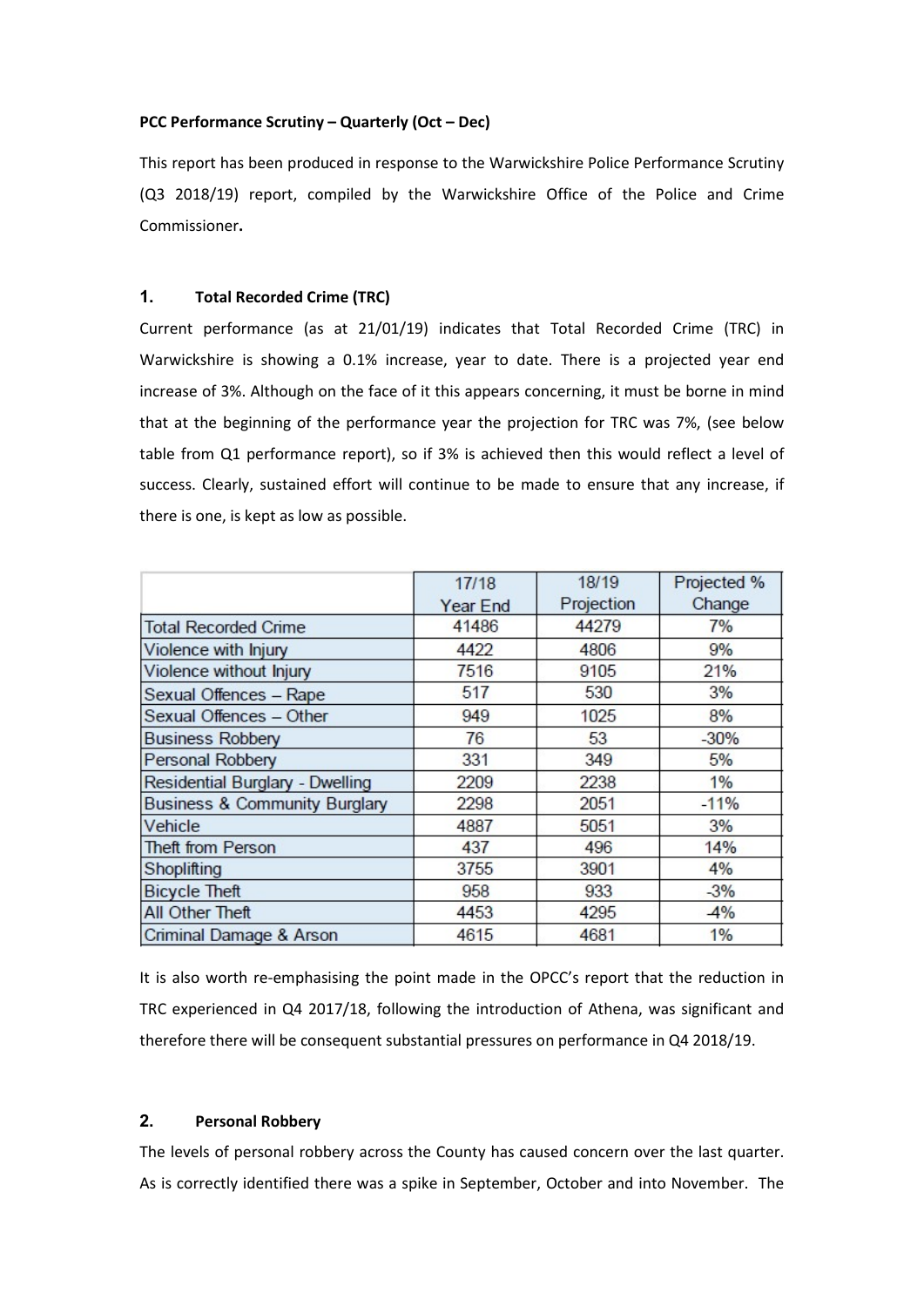**PCC Performance Scrutiny – Quarterly (Oct – Dec)**

This report has been produced in response to the Warwickshire Police Performance Scrutiny (Q3 2018/19) report, compiled by the Warwickshire Office of the Police and Crime Commissioner**.**

## 1. Total Recorded Crime (TRC)

Current performance (as at 21/01/19) indicates that Total Recorded Crime (TRC) in Warwickshire is showing a 0.1% increase, year to date. There is a projected year end increase of 3%. Although on the face of it this appears concerning, it must be borne in mind that at the beginning of the performance year the projection for TRC was 7%, (see below table from Q1 performance report), so if 3% is achieved then this would reflect a level of success. Clearly, sustained effort will continue to be made to ensure that any increase, if there is one, is kept as low as possible.

| | 17/18 Year End | 18/19 Projection | Projected % Change |
|---|---|---|---|
| Total Recorded Crime | 41486 | 44279 | 7% |
| Violence with Injury | 4422 | 4806 | 9% |
| Violence without Injury | 7516 | 9105 | 21% |
| Sexual Offences – Rape | 517 | 530 | 3% |
| Sexual Offences – Other | 949 | 1025 | 8% |
| Business Robbery | 76 | 53 | -30% |
| Personal Robbery | 331 | 349 | 5% |
| Residential Burglary - Dwelling | 2209 | 2238 | 1% |
| Business & Community Burglary | 2298 | 2051 | -11% |
| Vehicle | 4887 | 5051 | 3% |
| Theft from Person | 437 | 496 | 14% |
| Shoplifting | 3755 | 3901 | 4% |
| Bicycle Theft | 958 | 933 | -3% |
| All Other Theft | 4453 | 4295 | -4% |
| Criminal Damage & Arson | 4615 | 4681 | 1% |

It is also worth re-emphasising the point made in the OPCC's report that the reduction in TRC experienced in Q4 2017/18, following the introduction of Athena, was significant and therefore there will be consequent substantial pressures on performance in Q4 2018/19.

## 2. Personal Robbery

The levels of personal robbery across the County has caused concern over the last quarter. As is correctly identified there was a spike in September, October and into November. The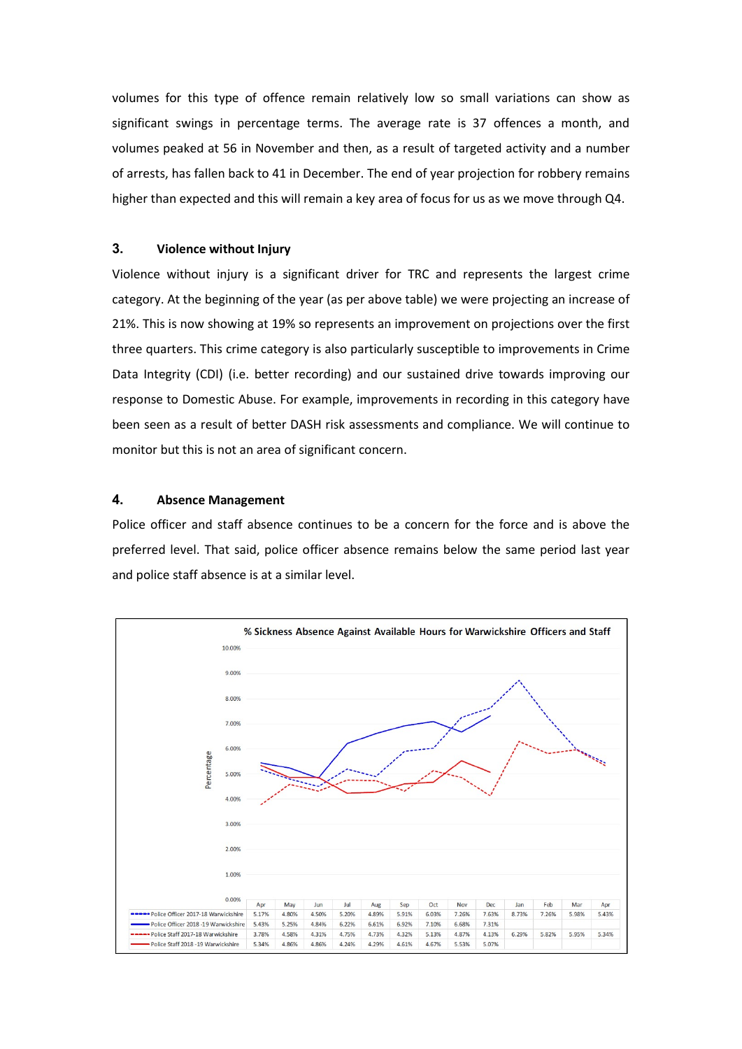volumes for this type of offence remain relatively low so small variations can show as significant swings in percentage terms. The average rate is 37 offences a month, and volumes peaked at 56 in November and then, as a result of targeted activity and a number of arrests, has fallen back to 41 in December. The end of year projection for robbery remains higher than expected and this will remain a key area of focus for us as we move through Q4.

## 3. Violence without Injury

Violence without injury is a significant driver for TRC and represents the largest crime category. At the beginning of the year (as per above table) we were projecting an increase of 21%. This is now showing at 19% so represents an improvement on projections over the first three quarters. This crime category is also particularly susceptible to improvements in Crime Data Integrity (CDI) (i.e. better recording) and our sustained drive towards improving our response to Domestic Abuse. For example, improvements in recording in this category have been seen as a result of better DASH risk assessments and compliance. We will continue to monitor but this is not an area of significant concern.

## 4. Absence Management

Police officer and staff absence continues to be a concern for the force and is above the preferred level. That said, police officer absence remains below the same period last year and police staff absence is at a similar level.

**% Sickness Absence Against Available Hours for Warwickshire Officers and Staff**

| | Apr | May | Jun | Jul | Aug | Sep | Oct | Nov | Dec | Jan | Feb | Mar | Apr |
|---|---|---|---|---|---|---|---|---|---|---|---|---|---|
| Police Officer 2017-18 Warwickshire | 5.17% | 4.80% | 4.50% | 5.20% | 4.89% | 5.91% | 6.03% | 7.26% | 7.63% | 8.73% | 7.26% | 5.98% | 5.43% |
| Police Officer 2018 -19 Warwickshire | 5.43% | 5.25% | 4.84% | 6.22% | 6.61% | 6.92% | 7.10% | 6.68% | 7.31% | | | | |
| Police Staff 2017-18 Warwickshire | 3.78% | 4.58% | 4.31% | 4.75% | 4.73% | 4.32% | 5.13% | 4.87% | 4.13% | 6.29% | 5.82% | 5.95% | 5.34% |
| Police Staff 2018 -19 Warwickshire | 5.34% | 4.86% | 4.86% | 4.24% | 4.29% | 4.61% | 4.67% | 5.53% | 5.07% | | | | |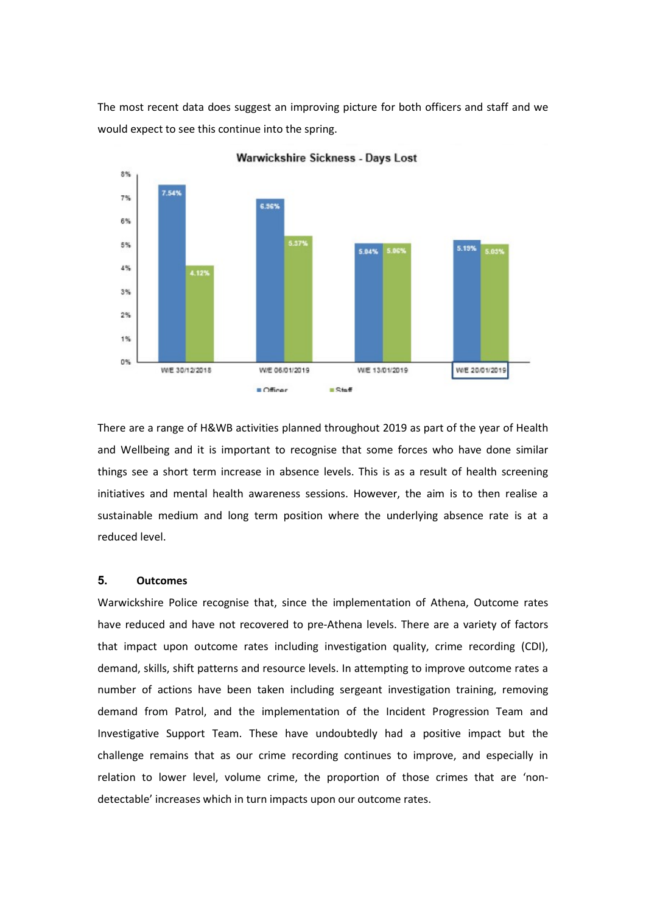The most recent data does suggest an improving picture for both officers and staff and we would expect to see this continue into the spring.

**Warwickshire Sickness - Days Lost**

| | W/E 30/12/2018 | W/E 06/01/2019 | W/E 13/01/2019 | W/E 20/01/2019 |
|---|---|---|---|---|
| Officer | 7.54% | 6.96% | 5.04% | 5.19% |
| Staff | 4.12% | 5.37% | 5.06% | 5.03% |

There are a range of H&WB activities planned throughout 2019 as part of the year of Health and Wellbeing and it is important to recognise that some forces who have done similar things see a short term increase in absence levels. This is as a result of health screening initiatives and mental health awareness sessions. However, the aim is to then realise a sustainable medium and long term position where the underlying absence rate is at a reduced level.

## 5. Outcomes

Warwickshire Police recognise that, since the implementation of Athena, Outcome rates have reduced and have not recovered to pre-Athena levels. There are a variety of factors that impact upon outcome rates including investigation quality, crime recording (CDI), demand, skills, shift patterns and resource levels. In attempting to improve outcome rates a number of actions have been taken including sergeant investigation training, removing demand from Patrol, and the implementation of the Incident Progression Team and Investigative Support Team. These have undoubtedly had a positive impact but the challenge remains that as our crime recording continues to improve, and especially in relation to lower level, volume crime, the proportion of those crimes that are 'non-detectable' increases which in turn impacts upon our outcome rates.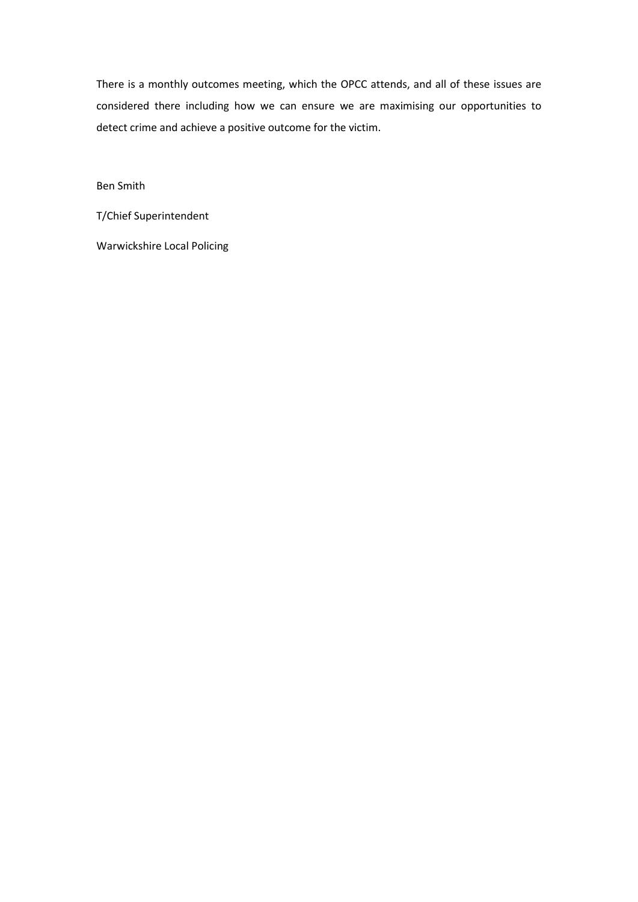There is a monthly outcomes meeting, which the OPCC attends, and all of these issues are considered there including how we can ensure we are maximising our opportunities to detect crime and achieve a positive outcome for the victim.

Ben Smith

T/Chief Superintendent

Warwickshire Local Policing